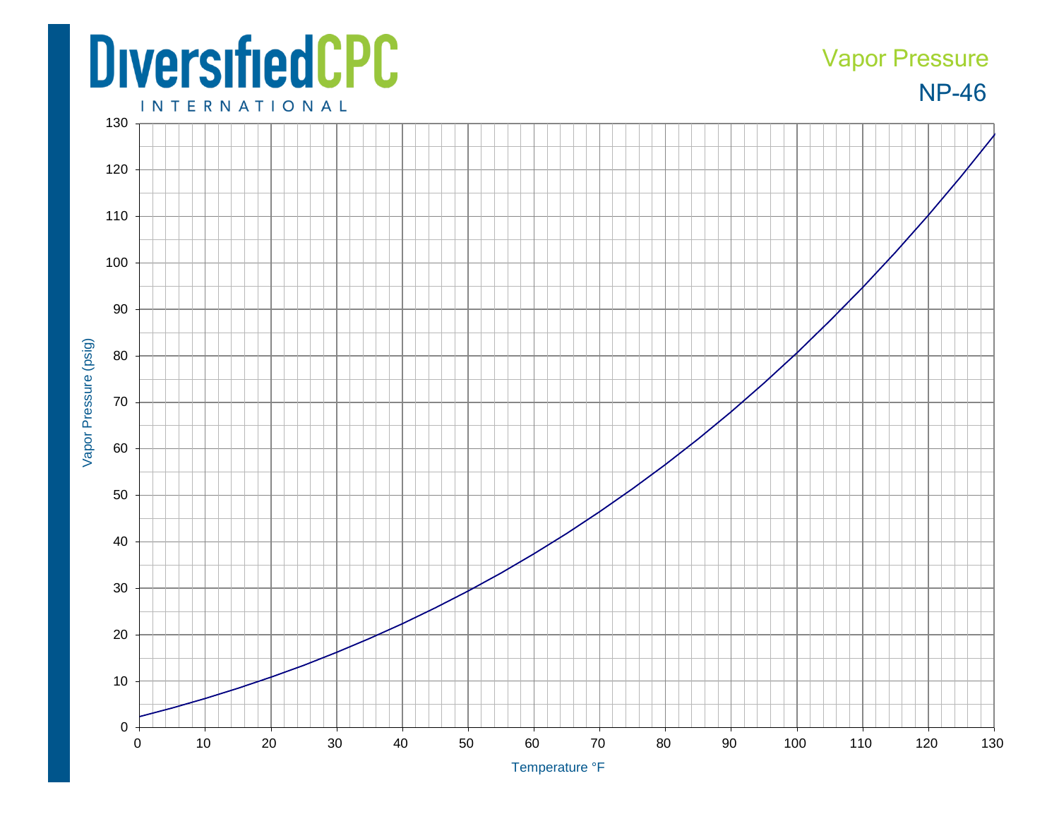DiversifiedCPC

INTERNATIONAL

# Vapor Pressure

## NP-46

Vapor Pressure (psig)

Temperature °F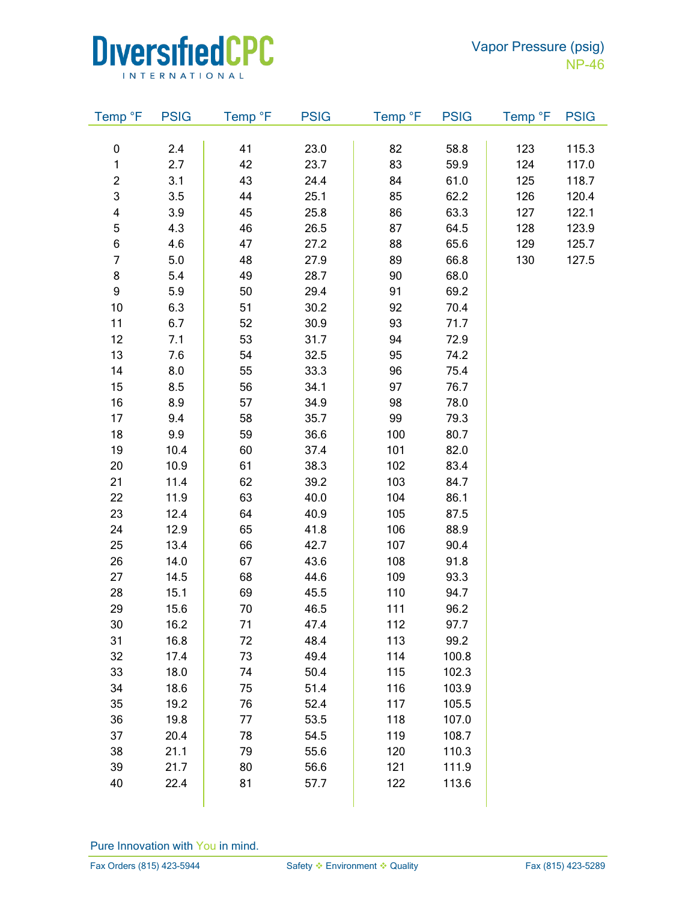# DiversifiedCPC INTERNATIONAL

## Vapor Pressure (psig)
## NP-46

| Temp °F | PSIG | Temp °F | PSIG | Temp °F | PSIG | Temp °F | PSIG |
|---|---|---|---|---|---|---|---|
| 0 | 2.4 | 41 | 23.0 | 82 | 58.8 | 123 | 115.3 |
| 1 | 2.7 | 42 | 23.7 | 83 | 59.9 | 124 | 117.0 |
| 2 | 3.1 | 43 | 24.4 | 84 | 61.0 | 125 | 118.7 |
| 3 | 3.5 | 44 | 25.1 | 85 | 62.2 | 126 | 120.4 |
| 4 | 3.9 | 45 | 25.8 | 86 | 63.3 | 127 | 122.1 |
| 5 | 4.3 | 46 | 26.5 | 87 | 64.5 | 128 | 123.9 |
| 6 | 4.6 | 47 | 27.2 | 88 | 65.6 | 129 | 125.7 |
| 7 | 5.0 | 48 | 27.9 | 89 | 66.8 | 130 | 127.5 |
| 8 | 5.4 | 49 | 28.7 | 90 | 68.0 | | |
| 9 | 5.9 | 50 | 29.4 | 91 | 69.2 | | |
| 10 | 6.3 | 51 | 30.2 | 92 | 70.4 | | |
| 11 | 6.7 | 52 | 30.9 | 93 | 71.7 | | |
| 12 | 7.1 | 53 | 31.7 | 94 | 72.9 | | |
| 13 | 7.6 | 54 | 32.5 | 95 | 74.2 | | |
| 14 | 8.0 | 55 | 33.3 | 96 | 75.4 | | |
| 15 | 8.5 | 56 | 34.1 | 97 | 76.7 | | |
| 16 | 8.9 | 57 | 34.9 | 98 | 78.0 | | |
| 17 | 9.4 | 58 | 35.7 | 99 | 79.3 | | |
| 18 | 9.9 | 59 | 36.6 | 100 | 80.7 | | |
| 19 | 10.4 | 60 | 37.4 | 101 | 82.0 | | |
| 20 | 10.9 | 61 | 38.3 | 102 | 83.4 | | |
| 21 | 11.4 | 62 | 39.2 | 103 | 84.7 | | |
| 22 | 11.9 | 63 | 40.0 | 104 | 86.1 | | |
| 23 | 12.4 | 64 | 40.9 | 105 | 87.5 | | |
| 24 | 12.9 | 65 | 41.8 | 106 | 88.9 | | |
| 25 | 13.4 | 66 | 42.7 | 107 | 90.4 | | |
| 26 | 14.0 | 67 | 43.6 | 108 | 91.8 | | |
| 27 | 14.5 | 68 | 44.6 | 109 | 93.3 | | |
| 28 | 15.1 | 69 | 45.5 | 110 | 94.7 | | |
| 29 | 15.6 | 70 | 46.5 | 111 | 96.2 | | |
| 30 | 16.2 | 71 | 47.4 | 112 | 97.7 | | |
| 31 | 16.8 | 72 | 48.4 | 113 | 99.2 | | |
| 32 | 17.4 | 73 | 49.4 | 114 | 100.8 | | |
| 33 | 18.0 | 74 | 50.4 | 115 | 102.3 | | |
| 34 | 18.6 | 75 | 51.4 | 116 | 103.9 | | |
| 35 | 19.2 | 76 | 52.4 | 117 | 105.5 | | |
| 36 | 19.8 | 77 | 53.5 | 118 | 107.0 | | |
| 37 | 20.4 | 78 | 54.5 | 119 | 108.7 | | |
| 38 | 21.1 | 79 | 55.6 | 120 | 110.3 | | |
| 39 | 21.7 | 80 | 56.6 | 121 | 111.9 | | |
| 40 | 22.4 | 81 | 57.7 | 122 | 113.6 | | |

Pure Innovation with You in mind.

Fax Orders (815) 423-5944 | Safety ❖ Environment ❖ Quality | Fax (815) 423-5289